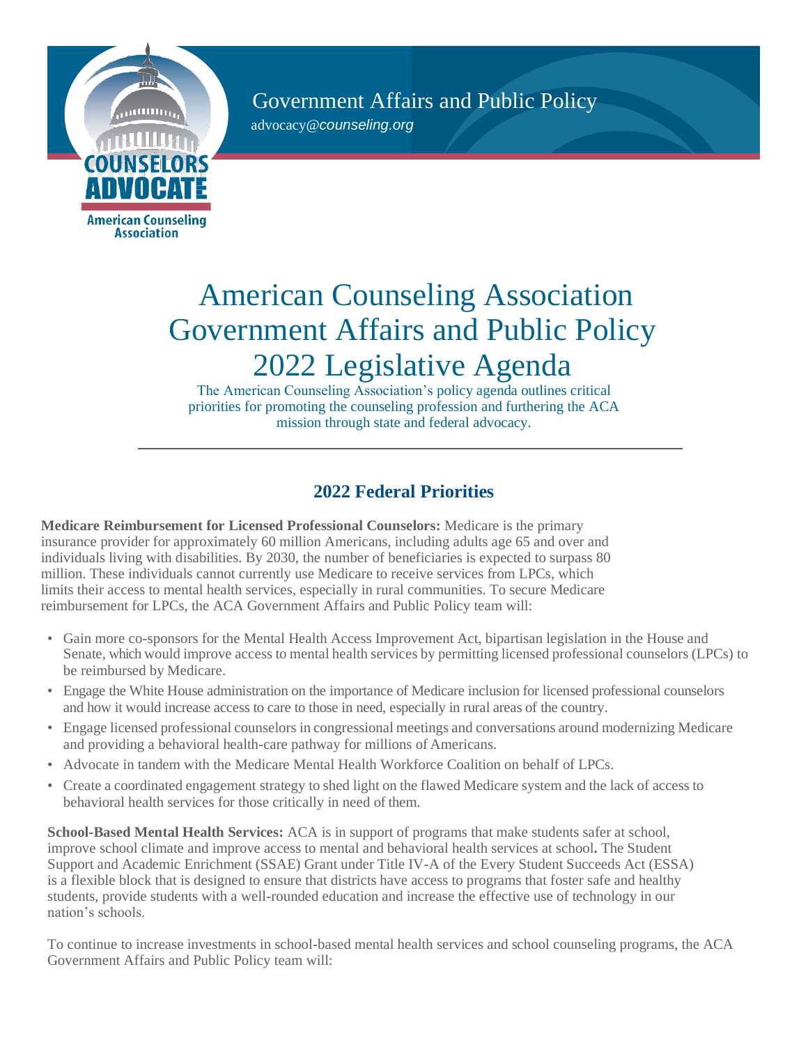Government Affairs and Public Policy
advocacy@*counseling.org*

COUNSELORS ADVOCATE
American Counseling Association

# American Counseling Association Government Affairs and Public Policy 2022 Legislative Agenda

The American Counseling Association's policy agenda outlines critical priorities for promoting the counseling profession and furthering the ACA mission through state and federal advocacy.

---

## 2022 Federal Priorities

**Medicare Reimbursement for Licensed Professional Counselors:** Medicare is the primary insurance provider for approximately 60 million Americans, including adults age 65 and over and individuals living with disabilities. By 2030, the number of beneficiaries is expected to surpass 80 million. These individuals cannot currently use Medicare to receive services from LPCs, which limits their access to mental health services, especially in rural communities. To secure Medicare reimbursement for LPCs, the ACA Government Affairs and Public Policy team will:

- Gain more co-sponsors for the Mental Health Access Improvement Act, bipartisan legislation in the House and Senate, which would improve access to mental health services by permitting licensed professional counselors (LPCs) to be reimbursed by Medicare.
- Engage the White House administration on the importance of Medicare inclusion for licensed professional counselors and how it would increase access to care to those in need, especially in rural areas of the country.
- Engage licensed professional counselors in congressional meetings and conversations around modernizing Medicare and providing a behavioral health-care pathway for millions of Americans.
- Advocate in tandem with the Medicare Mental Health Workforce Coalition on behalf of LPCs.
- Create a coordinated engagement strategy to shed light on the flawed Medicare system and the lack of access to behavioral health services for those critically in need of them.

**School-Based Mental Health Services:** ACA is in support of programs that make students safer at school, improve school climate and improve access to mental and behavioral health services at school**.** The Student Support and Academic Enrichment (SSAE) Grant under Title IV-A of the Every Student Succeeds Act (ESSA) is a flexible block that is designed to ensure that districts have access to programs that foster safe and healthy students, provide students with a well-rounded education and increase the effective use of technology in our nation's schools.

To continue to increase investments in school-based mental health services and school counseling programs, the ACA Government Affairs and Public Policy team will: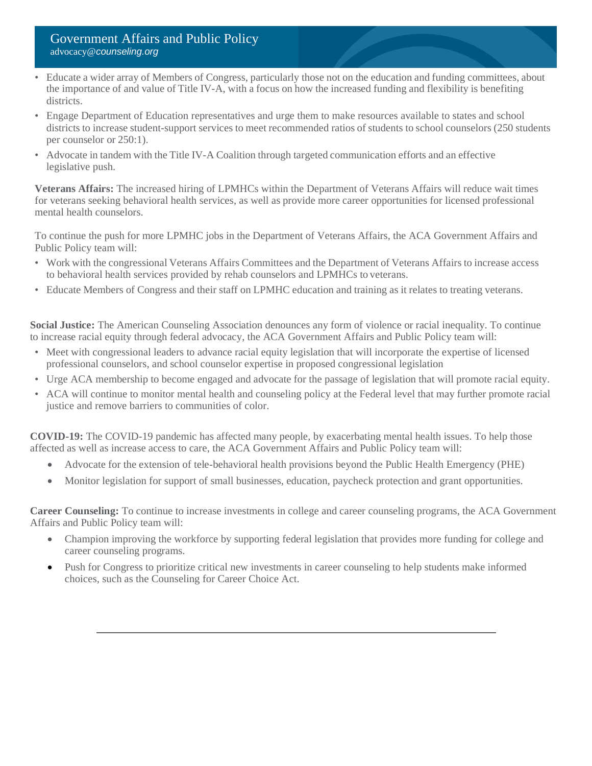- Educate a wider array of Members of Congress, particularly those not on the education and funding committees, about the importance of and value of Title IV-A, with a focus on how the increased funding and flexibility is benefiting districts.
- Engage Department of Education representatives and urge them to make resources available to states and school districts to increase student-support services to meet recommended ratios of students to school counselors (250 students per counselor or 250:1).
- Advocate in tandem with the Title IV-A Coalition through targeted communication efforts and an effective legislative push.

**Veterans Affairs:** The increased hiring of LPMHCs within the Department of Veterans Affairs will reduce wait times for veterans seeking behavioral health services, as well as provide more career opportunities for licensed professional mental health counselors.

To continue the push for more LPMHC jobs in the Department of Veterans Affairs, the ACA Government Affairs and Public Policy team will:

- Work with the congressional Veterans Affairs Committees and the Department of Veterans Affairs to increase access to behavioral health services provided by rehab counselors and LPMHCs to veterans.
- Educate Members of Congress and their staff on LPMHC education and training as it relates to treating veterans.

**Social Justice:** The American Counseling Association denounces any form of violence or racial inequality. To continue to increase racial equity through federal advocacy, the ACA Government Affairs and Public Policy team will:

- Meet with congressional leaders to advance racial equity legislation that will incorporate the expertise of licensed professional counselors, and school counselor expertise in proposed congressional legislation
- Urge ACA membership to become engaged and advocate for the passage of legislation that will promote racial equity.
- ACA will continue to monitor mental health and counseling policy at the Federal level that may further promote racial justice and remove barriers to communities of color.

**COVID-19:** The COVID-19 pandemic has affected many people, by exacerbating mental health issues. To help those affected as well as increase access to care, the ACA Government Affairs and Public Policy team will:

- Advocate for the extension of tele-behavioral health provisions beyond the Public Health Emergency (PHE)
- Monitor legislation for support of small businesses, education, paycheck protection and grant opportunities.

**Career Counseling:** To continue to increase investments in college and career counseling programs, the ACA Government Affairs and Public Policy team will:

- Champion improving the workforce by supporting federal legislation that provides more funding for college and career counseling programs.
- Push for Congress to prioritize critical new investments in career counseling to help students make informed choices, such as the Counseling for Career Choice Act.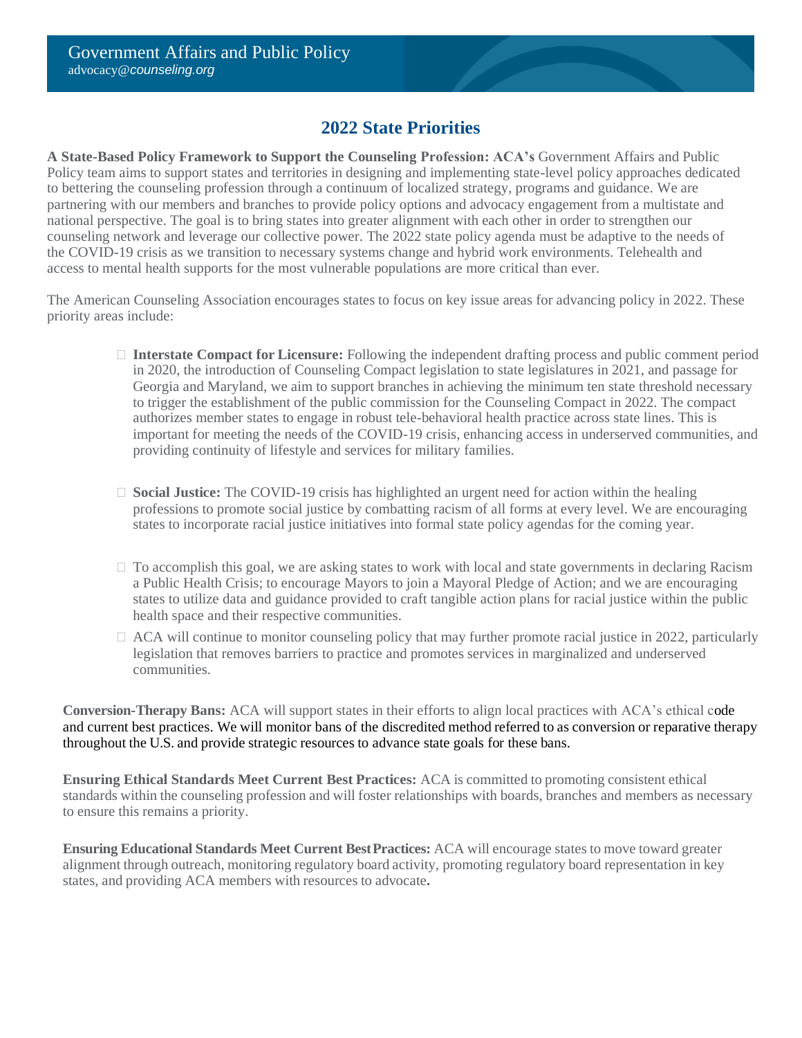Government Affairs and Public Policy
advocacy@*counseling.org*

## 2022 State Priorities

**A State-Based Policy Framework to Support the Counseling Profession: ACA's** Government Affairs and Public Policy team aims to support states and territories in designing and implementing state-level policy approaches dedicated to bettering the counseling profession through a continuum of localized strategy, programs and guidance. We are partnering with our members and branches to provide policy options and advocacy engagement from a multistate and national perspective. The goal is to bring states into greater alignment with each other in order to strengthen our counseling network and leverage our collective power. The 2022 state policy agenda must be adaptive to the needs of the COVID-19 crisis as we transition to necessary systems change and hybrid work environments. Telehealth and access to mental health supports for the most vulnerable populations are more critical than ever.

The American Counseling Association encourages states to focus on key issue areas for advancing policy in 2022. These priority areas include:

- **Interstate Compact for Licensure:** Following the independent drafting process and public comment period in 2020, the introduction of Counseling Compact legislation to state legislatures in 2021, and passage for Georgia and Maryland, we aim to support branches in achieving the minimum ten state threshold necessary to trigger the establishment of the public commission for the Counseling Compact in 2022. The compact authorizes member states to engage in robust tele-behavioral health practice across state lines. This is important for meeting the needs of the COVID-19 crisis, enhancing access in underserved communities, and providing continuity of lifestyle and services for military families.

- **Social Justice:** The COVID-19 crisis has highlighted an urgent need for action within the healing professions to promote social justice by combatting racism of all forms at every level. We are encouraging states to incorporate racial justice initiatives into formal state policy agendas for the coming year.

- To accomplish this goal, we are asking states to work with local and state governments in declaring Racism a Public Health Crisis; to encourage Mayors to join a Mayoral Pledge of Action; and we are encouraging states to utilize data and guidance provided to craft tangible action plans for racial justice within the public health space and their respective communities.
- ACA will continue to monitor counseling policy that may further promote racial justice in 2022, particularly legislation that removes barriers to practice and promotes services in marginalized and underserved communities.

**Conversion-Therapy Bans:** ACA will support states in their efforts to align local practices with ACA's ethical code and current best practices. We will monitor bans of the discredited method referred to as conversion or reparative therapy throughout the U.S. and provide strategic resources to advance state goals for these bans.

**Ensuring Ethical Standards Meet Current Best Practices:** ACA is committed to promoting consistent ethical standards within the counseling profession and will foster relationships with boards, branches and members as necessary to ensure this remains a priority.

**Ensuring Educational Standards Meet Current Best Practices:** ACA will encourage states to move toward greater alignment through outreach, monitoring regulatory board activity, promoting regulatory board representation in key states, and providing ACA members with resources to advocate**.**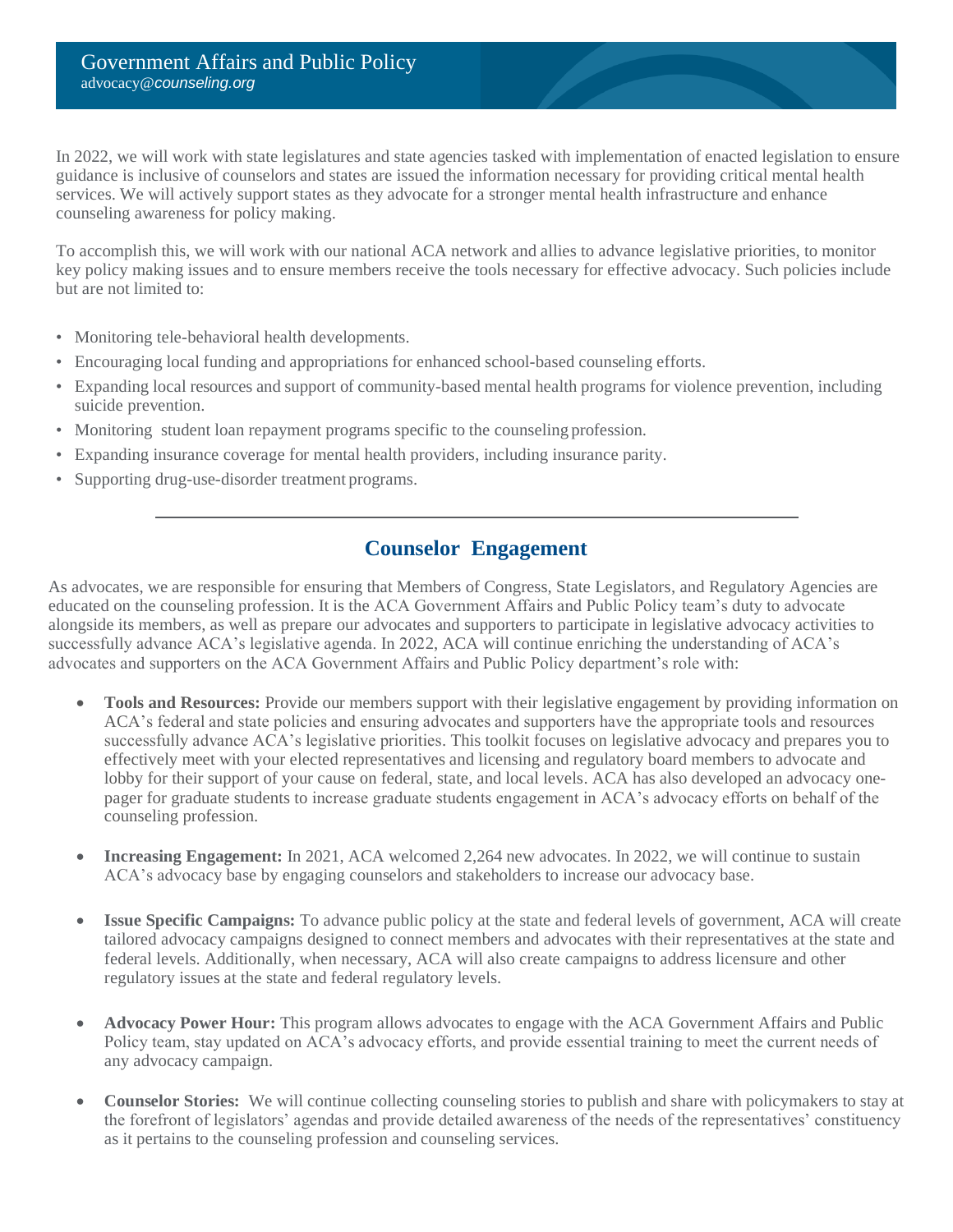Government Affairs and Public Policy
advocacy@counseling.org

In 2022, we will work with state legislatures and state agencies tasked with implementation of enacted legislation to ensure guidance is inclusive of counselors and states are issued the information necessary for providing critical mental health services. We will actively support states as they advocate for a stronger mental health infrastructure and enhance counseling awareness for policy making.

To accomplish this, we will work with our national ACA network and allies to advance legislative priorities, to monitor key policy making issues and to ensure members receive the tools necessary for effective advocacy. Such policies include but are not limited to:

- Monitoring tele-behavioral health developments.
- Encouraging local funding and appropriations for enhanced school-based counseling efforts.
- Expanding local resources and support of community-based mental health programs for violence prevention, including suicide prevention.
- Monitoring student loan repayment programs specific to the counseling profession.
- Expanding insurance coverage for mental health providers, including insurance parity.
- Supporting drug-use-disorder treatment programs.

---

## Counselor Engagement

As advocates, we are responsible for ensuring that Members of Congress, State Legislators, and Regulatory Agencies are educated on the counseling profession. It is the ACA Government Affairs and Public Policy team's duty to advocate alongside its members, as well as prepare our advocates and supporters to participate in legislative advocacy activities to successfully advance ACA's legislative agenda. In 2022, ACA will continue enriching the understanding of ACA's advocates and supporters on the ACA Government Affairs and Public Policy department's role with:

- **Tools and Resources:** Provide our members support with their legislative engagement by providing information on ACA's federal and state policies and ensuring advocates and supporters have the appropriate tools and resources successfully advance ACA's legislative priorities. This toolkit focuses on legislative advocacy and prepares you to effectively meet with your elected representatives and licensing and regulatory board members to advocate and lobby for their support of your cause on federal, state, and local levels. ACA has also developed an advocacy one-pager for graduate students to increase graduate students engagement in ACA's advocacy efforts on behalf of the counseling profession.

- **Increasing Engagement:** In 2021, ACA welcomed 2,264 new advocates. In 2022, we will continue to sustain ACA's advocacy base by engaging counselors and stakeholders to increase our advocacy base.

- **Issue Specific Campaigns:** To advance public policy at the state and federal levels of government, ACA will create tailored advocacy campaigns designed to connect members and advocates with their representatives at the state and federal levels. Additionally, when necessary, ACA will also create campaigns to address licensure and other regulatory issues at the state and federal regulatory levels.

- **Advocacy Power Hour:** This program allows advocates to engage with the ACA Government Affairs and Public Policy team, stay updated on ACA's advocacy efforts, and provide essential training to meet the current needs of any advocacy campaign.

- **Counselor Stories:** We will continue collecting counseling stories to publish and share with policymakers to stay at the forefront of legislators' agendas and provide detailed awareness of the needs of the representatives' constituency as it pertains to the counseling profession and counseling services.